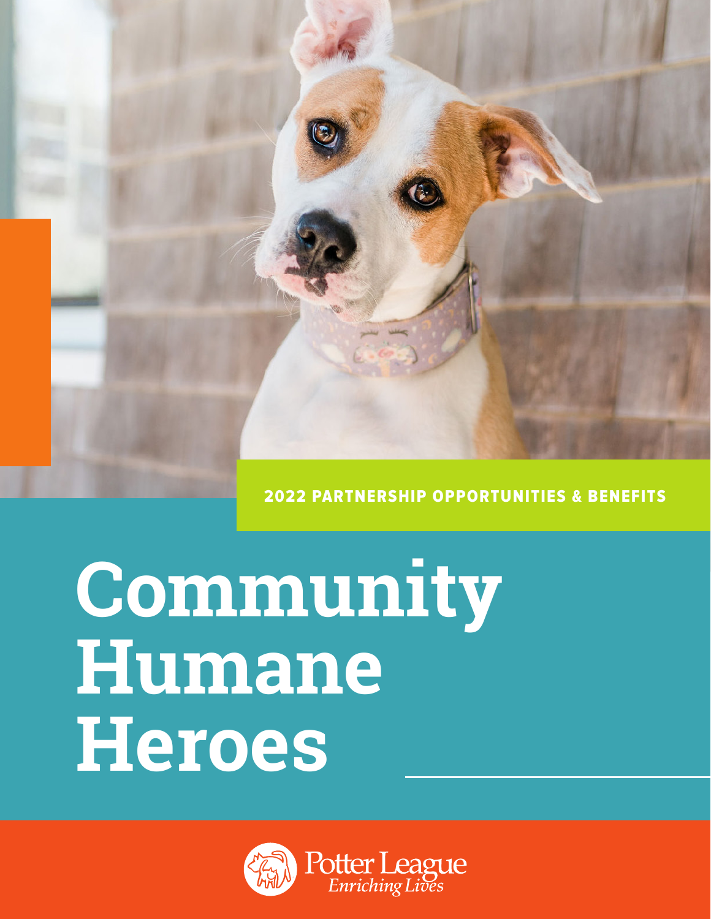2022 PARTNERSHIP OPPORTUNITIES & BENEFITS

# Community Humane Heroes

Potter League
*Enriching Lives*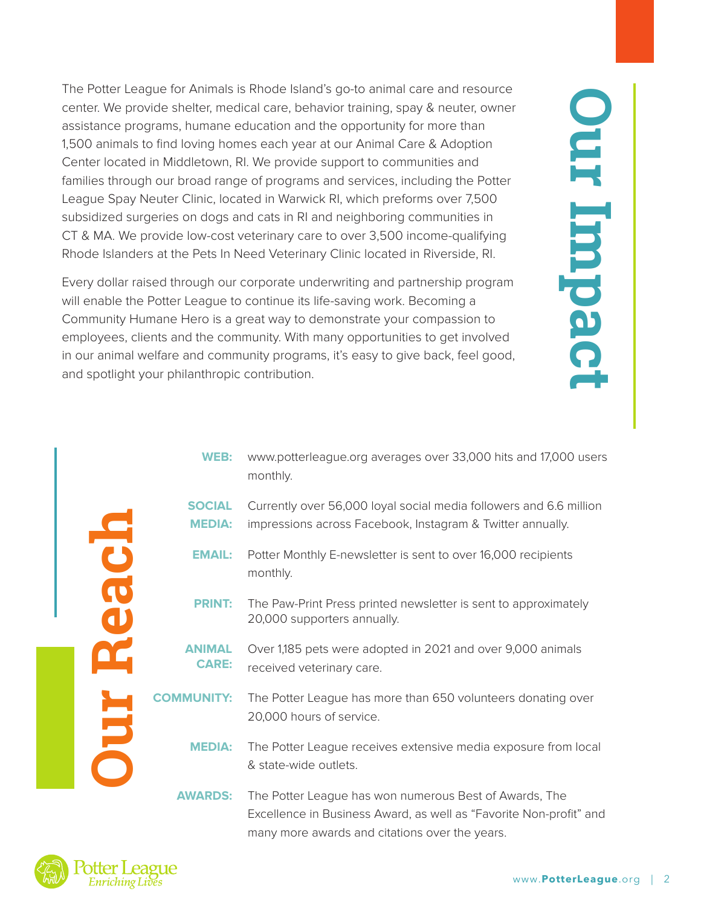## Our Impact

The Potter League for Animals is Rhode Island's go-to animal care and resource center. We provide shelter, medical care, behavior training, spay & neuter, owner assistance programs, humane education and the opportunity for more than 1,500 animals to find loving homes each year at our Animal Care & Adoption Center located in Middletown, RI. We provide support to communities and families through our broad range of programs and services, including the Potter League Spay Neuter Clinic, located in Warwick RI, which preforms over 7,500 subsidized surgeries on dogs and cats in RI and neighboring communities in CT & MA. We provide low-cost veterinary care to over 3,500 income-qualifying Rhode Islanders at the Pets In Need Veterinary Clinic located in Riverside, RI.

Every dollar raised through our corporate underwriting and partnership program will enable the Potter League to continue its life-saving work. Becoming a Community Humane Hero is a great way to demonstrate your compassion to employees, clients and the community. With many opportunities to get involved in our animal welfare and community programs, it's easy to give back, feel good, and spotlight your philanthropic contribution.

## Our Reach

**WEB:** www.potterleague.org averages over 33,000 hits and 17,000 users monthly.

**SOCIAL MEDIA:** Currently over 56,000 loyal social media followers and 6.6 million impressions across Facebook, Instagram & Twitter annually.

**EMAIL:** Potter Monthly E-newsletter is sent to over 16,000 recipients monthly.

**PRINT:** The Paw-Print Press printed newsletter is sent to approximately 20,000 supporters annually.

**ANIMAL CARE:** Over 1,185 pets were adopted in 2021 and over 9,000 animals received veterinary care.

**COMMUNITY:** The Potter League has more than 650 volunteers donating over 20,000 hours of service.

**MEDIA:** The Potter League receives extensive media exposure from local & state-wide outlets.

**AWARDS:** The Potter League has won numerous Best of Awards, The Excellence in Business Award, as well as "Favorite Non-profit" and many more awards and citations over the years.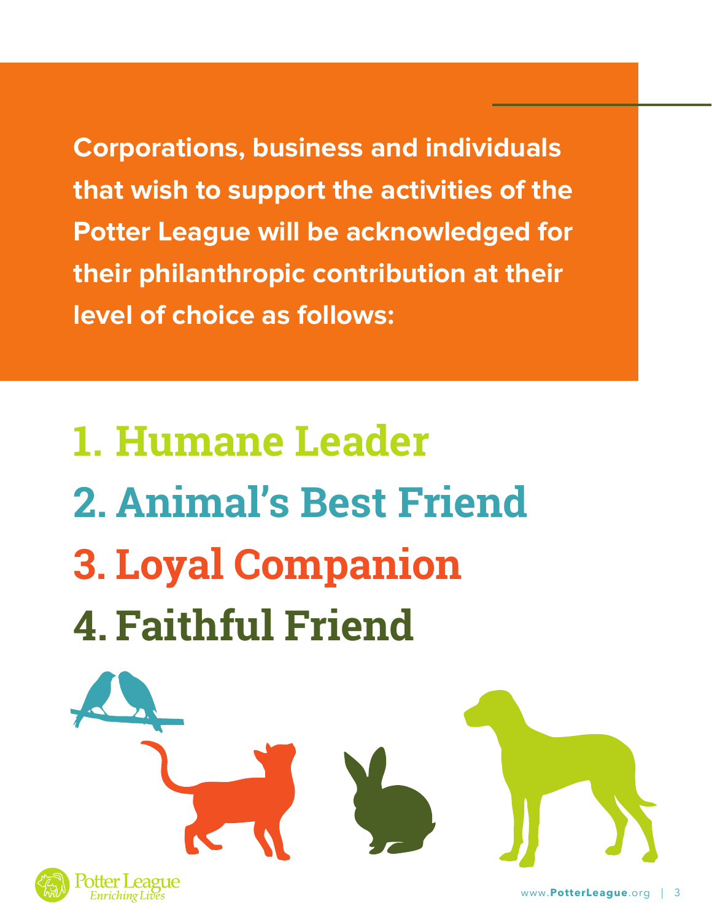**Corporations, business and individuals that wish to support the activities of the Potter League will be acknowledged for their philanthropic contribution at their level of choice as follows:**

## 1. Humane Leader
## 2. Animal's Best Friend
## 3. Loyal Companion
## 4. Faithful Friend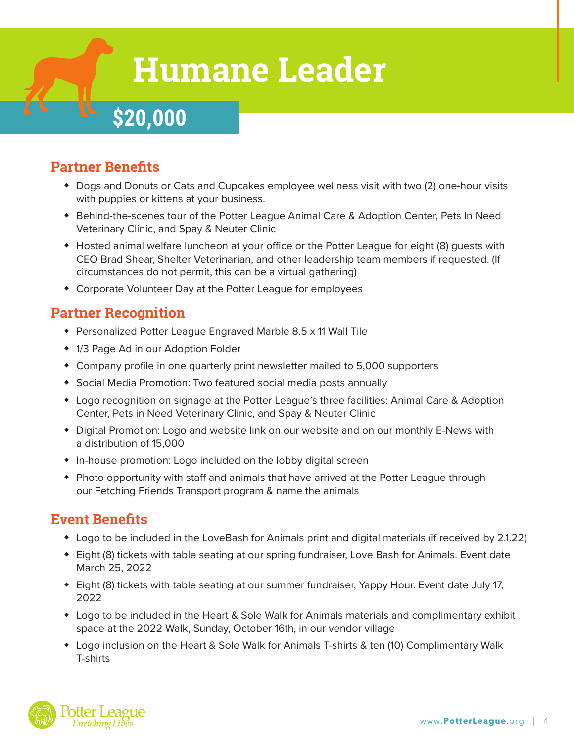# Humane Leader

## $20,000

### Partner Benefits

- Dogs and Donuts or Cats and Cupcakes employee wellness visit with two (2) one-hour visits with puppies or kittens at your business.
- Behind-the-scenes tour of the Potter League Animal Care & Adoption Center, Pets In Need Veterinary Clinic, and Spay & Neuter Clinic
- Hosted animal welfare luncheon at your office or the Potter League for eight (8) guests with CEO Brad Shear, Shelter Veterinarian, and other leadership team members if requested. (If circumstances do not permit, this can be a virtual gathering)
- Corporate Volunteer Day at the Potter League for employees

### Partner Recognition

- Personalized Potter League Engraved Marble 8.5 x 11 Wall Tile
- 1/3 Page Ad in our Adoption Folder
- Company profile in one quarterly print newsletter mailed to 5,000 supporters
- Social Media Promotion: Two featured social media posts annually
- Logo recognition on signage at the Potter League's three facilities: Animal Care & Adoption Center, Pets in Need Veterinary Clinic, and Spay & Neuter Clinic
- Digital Promotion: Logo and website link on our website and on our monthly E-News with a distribution of 15,000
- In-house promotion: Logo included on the lobby digital screen
- Photo opportunity with staff and animals that have arrived at the Potter League through our Fetching Friends Transport program & name the animals

### Event Benefits

- Logo to be included in the LoveBash for Animals print and digital materials (if received by 2.1.22)
- Eight (8) tickets with table seating at our spring fundraiser, Love Bash for Animals. Event date March 25, 2022
- Eight (8) tickets with table seating at our summer fundraiser, Yappy Hour. Event date July 17, 2022
- Logo to be included in the Heart & Sole Walk for Animals materials and complimentary exhibit space at the 2022 Walk, Sunday, October 16th, in our vendor village
- Logo inclusion on the Heart & Sole Walk for Animals T-shirts & ten (10) Complimentary Walk T-shirts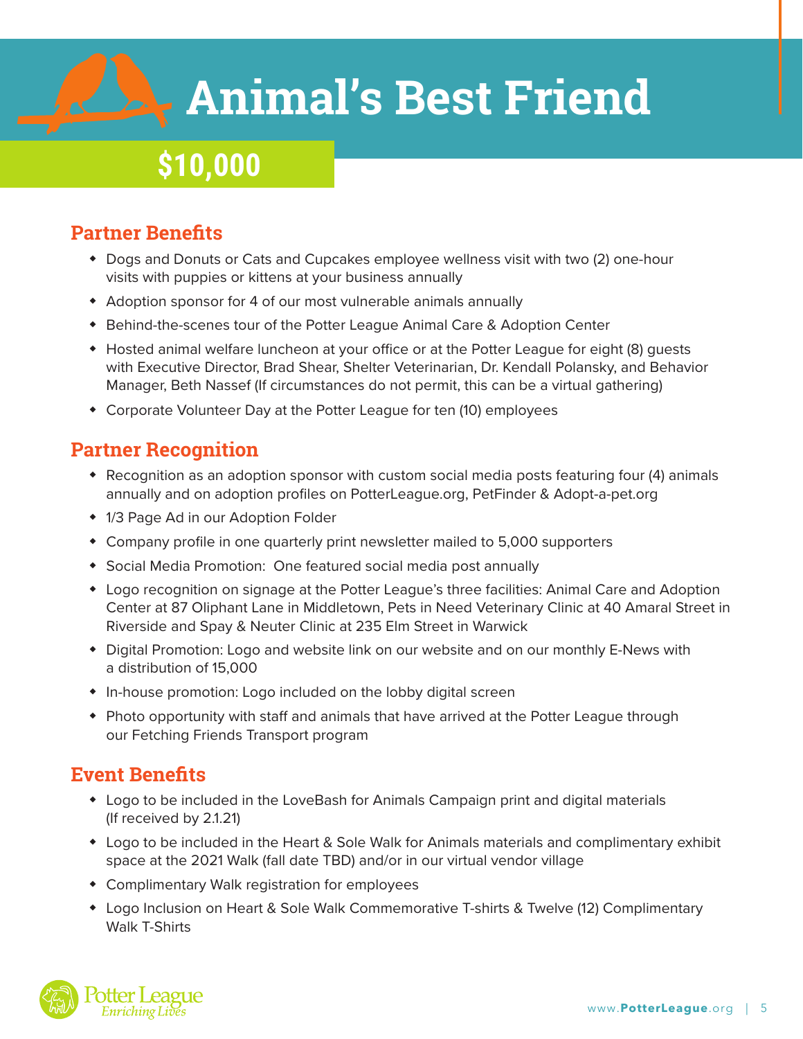# Animal's Best Friend

## $10,000

### Partner Benefits

- Dogs and Donuts or Cats and Cupcakes employee wellness visit with two (2) one-hour visits with puppies or kittens at your business annually
- Adoption sponsor for 4 of our most vulnerable animals annually
- Behind-the-scenes tour of the Potter League Animal Care & Adoption Center
- Hosted animal welfare luncheon at your office or at the Potter League for eight (8) guests with Executive Director, Brad Shear, Shelter Veterinarian, Dr. Kendall Polansky, and Behavior Manager, Beth Nassef (If circumstances do not permit, this can be a virtual gathering)
- Corporate Volunteer Day at the Potter League for ten (10) employees

### Partner Recognition

- Recognition as an adoption sponsor with custom social media posts featuring four (4) animals annually and on adoption profiles on PotterLeague.org, PetFinder & Adopt-a-pet.org
- 1/3 Page Ad in our Adoption Folder
- Company profile in one quarterly print newsletter mailed to 5,000 supporters
- Social Media Promotion: One featured social media post annually
- Logo recognition on signage at the Potter League's three facilities: Animal Care and Adoption Center at 87 Oliphant Lane in Middletown, Pets in Need Veterinary Clinic at 40 Amaral Street in Riverside and Spay & Neuter Clinic at 235 Elm Street in Warwick
- Digital Promotion: Logo and website link on our website and on our monthly E-News with a distribution of 15,000
- In-house promotion: Logo included on the lobby digital screen
- Photo opportunity with staff and animals that have arrived at the Potter League through our Fetching Friends Transport program

### Event Benefits

- Logo to be included in the LoveBash for Animals Campaign print and digital materials (If received by 2.1.21)
- Logo to be included in the Heart & Sole Walk for Animals materials and complimentary exhibit space at the 2021 Walk (fall date TBD) and/or in our virtual vendor village
- Complimentary Walk registration for employees
- Logo Inclusion on Heart & Sole Walk Commemorative T-shirts & Twelve (12) Complimentary Walk T-Shirts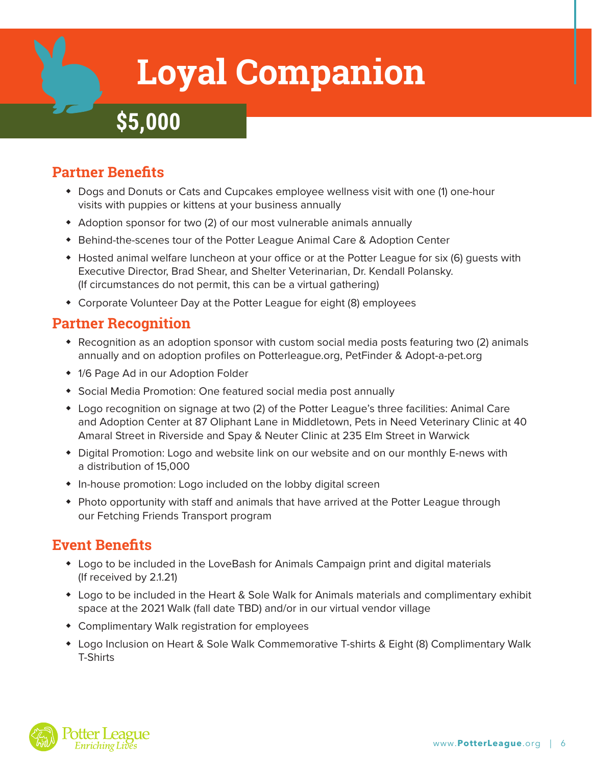# Loyal Companion

## $5,000

### Partner Benefits

- Dogs and Donuts or Cats and Cupcakes employee wellness visit with one (1) one-hour visits with puppies or kittens at your business annually
- Adoption sponsor for two (2) of our most vulnerable animals annually
- Behind-the-scenes tour of the Potter League Animal Care & Adoption Center
- Hosted animal welfare luncheon at your office or at the Potter League for six (6) guests with Executive Director, Brad Shear, and Shelter Veterinarian, Dr. Kendall Polansky. (If circumstances do not permit, this can be a virtual gathering)
- Corporate Volunteer Day at the Potter League for eight (8) employees

### Partner Recognition

- Recognition as an adoption sponsor with custom social media posts featuring two (2) animals annually and on adoption profiles on Potterleague.org, PetFinder & Adopt-a-pet.org
- 1/6 Page Ad in our Adoption Folder
- Social Media Promotion: One featured social media post annually
- Logo recognition on signage at two (2) of the Potter League's three facilities: Animal Care and Adoption Center at 87 Oliphant Lane in Middletown, Pets in Need Veterinary Clinic at 40 Amaral Street in Riverside and Spay & Neuter Clinic at 235 Elm Street in Warwick
- Digital Promotion: Logo and website link on our website and on our monthly E-news with a distribution of 15,000
- In-house promotion: Logo included on the lobby digital screen
- Photo opportunity with staff and animals that have arrived at the Potter League through our Fetching Friends Transport program

### Event Benefits

- Logo to be included in the LoveBash for Animals Campaign print and digital materials (If received by 2.1.21)
- Logo to be included in the Heart & Sole Walk for Animals materials and complimentary exhibit space at the 2021 Walk (fall date TBD) and/or in our virtual vendor village
- Complimentary Walk registration for employees
- Logo Inclusion on Heart & Sole Walk Commemorative T-shirts & Eight (8) Complimentary Walk T-Shirts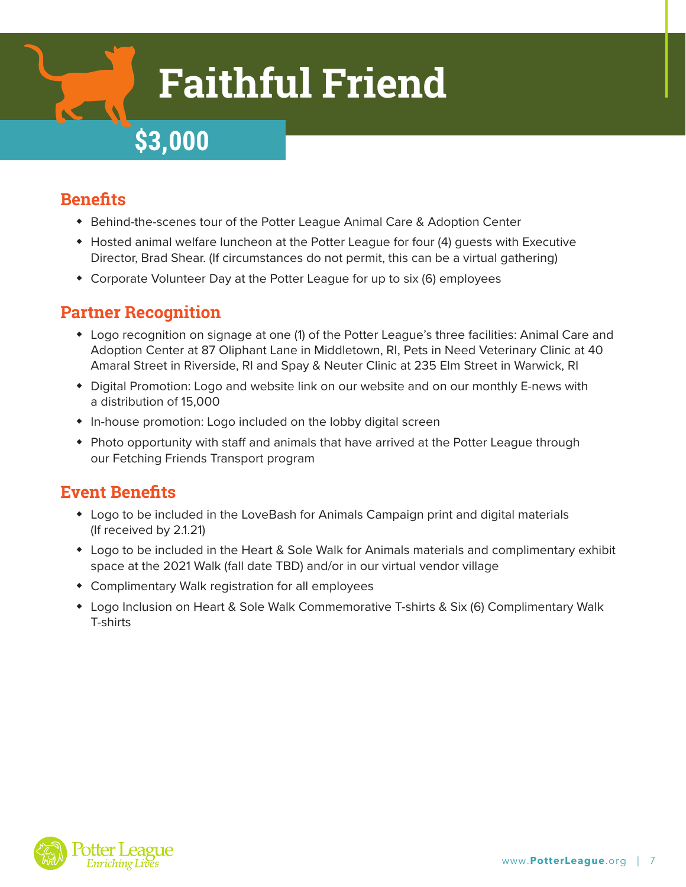# Faithful Friend

## $3,000

### Benefits

- Behind-the-scenes tour of the Potter League Animal Care & Adoption Center
- Hosted animal welfare luncheon at the Potter League for four (4) guests with Executive Director, Brad Shear. (If circumstances do not permit, this can be a virtual gathering)
- Corporate Volunteer Day at the Potter League for up to six (6) employees

### Partner Recognition

- Logo recognition on signage at one (1) of the Potter League's three facilities: Animal Care and Adoption Center at 87 Oliphant Lane in Middletown, RI, Pets in Need Veterinary Clinic at 40 Amaral Street in Riverside, RI and Spay & Neuter Clinic at 235 Elm Street in Warwick, RI
- Digital Promotion: Logo and website link on our website and on our monthly E-news with a distribution of 15,000
- In-house promotion: Logo included on the lobby digital screen
- Photo opportunity with staff and animals that have arrived at the Potter League through our Fetching Friends Transport program

### Event Benefits

- Logo to be included in the LoveBash for Animals Campaign print and digital materials (If received by 2.1.21)
- Logo to be included in the Heart & Sole Walk for Animals materials and complimentary exhibit space at the 2021 Walk (fall date TBD) and/or in our virtual vendor village
- Complimentary Walk registration for all employees
- Logo Inclusion on Heart & Sole Walk Commemorative T-shirts & Six (6) Complimentary Walk T-shirts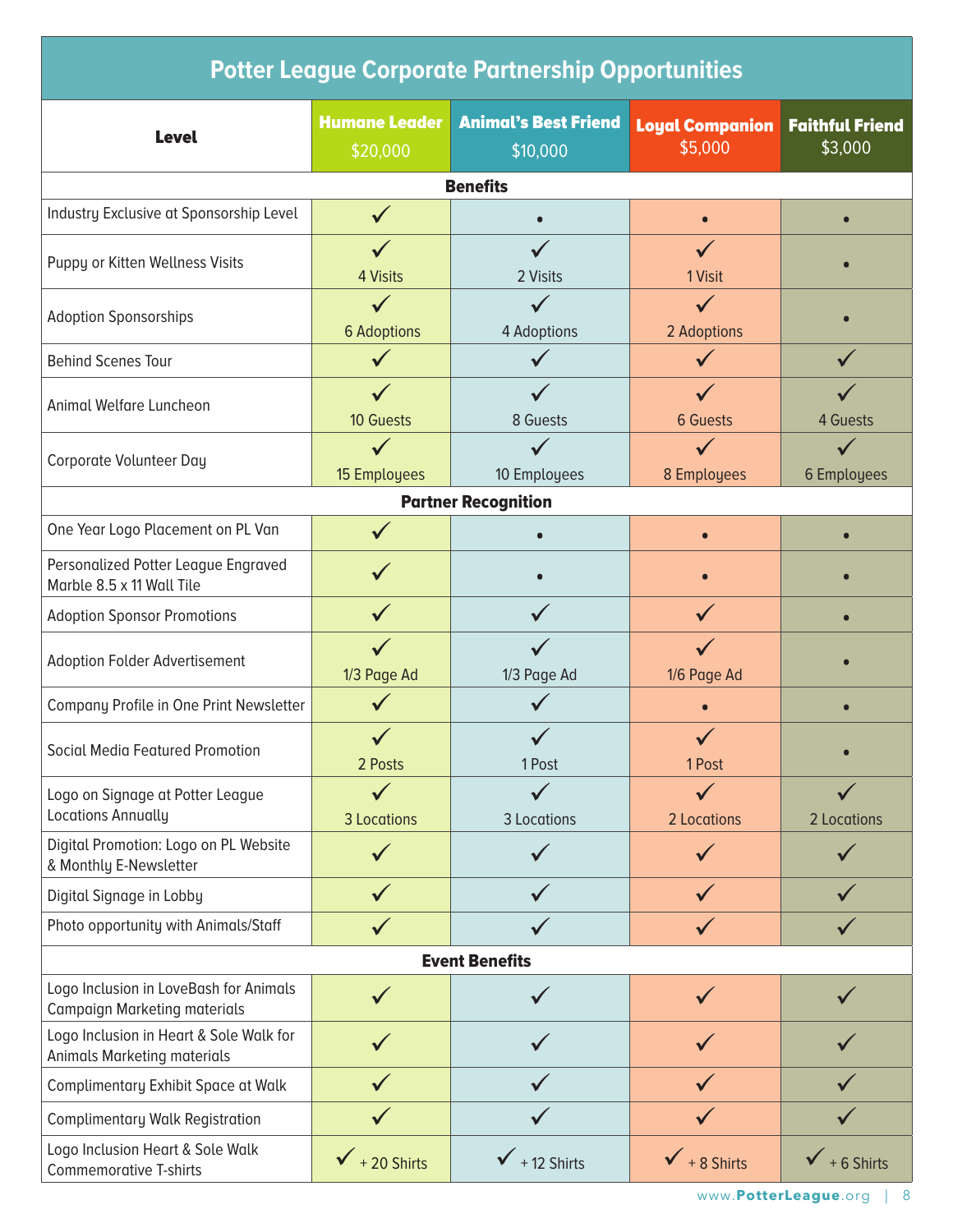# Potter League Corporate Partnership Opportunities

| Level | Humane Leader $20,000 | Animal's Best Friend $10,000 | Loyal Companion $5,000 | Faithful Friend $3,000 |
|---|---|---|---|---|
| **Benefits** | | | | |
| Industry Exclusive at Sponsorship Level | ✓ | • | • | • |
| Puppy or Kitten Wellness Visits | ✓ 4 Visits | ✓ 2 Visits | ✓ 1 Visit | • |
| Adoption Sponsorships | ✓ 6 Adoptions | ✓ 4 Adoptions | ✓ 2 Adoptions | • |
| Behind Scenes Tour | ✓ | ✓ | ✓ | ✓ |
| Animal Welfare Luncheon | ✓ 10 Guests | ✓ 8 Guests | ✓ 6 Guests | ✓ 4 Guests |
| Corporate Volunteer Day | ✓ 15 Employees | ✓ 10 Employees | ✓ 8 Employees | ✓ 6 Employees |
| **Partner Recognition** | | | | |
| One Year Logo Placement on PL Van | ✓ | • | • | • |
| Personalized Potter League Engraved Marble 8.5 x 11 Wall Tile | ✓ | • | • | • |
| Adoption Sponsor Promotions | ✓ | ✓ | ✓ | • |
| Adoption Folder Advertisement | ✓ 1/3 Page Ad | ✓ 1/3 Page Ad | ✓ 1/6 Page Ad | • |
| Company Profile in One Print Newsletter | ✓ | ✓ | • | • |
| Social Media Featured Promotion | ✓ 2 Posts | ✓ 1 Post | ✓ 1 Post | • |
| Logo on Signage at Potter League Locations Annually | ✓ 3 Locations | ✓ 3 Locations | ✓ 2 Locations | ✓ 2 Locations |
| Digital Promotion: Logo on PL Website & Monthly E-Newsletter | ✓ | ✓ | ✓ | ✓ |
| Digital Signage in Lobby | ✓ | ✓ | ✓ | ✓ |
| Photo opportunity with Animals/Staff | ✓ | ✓ | ✓ | ✓ |
| **Event Benefits** | | | | |
| Logo Inclusion in LoveBash for Animals Campaign Marketing materials | ✓ | ✓ | ✓ | ✓ |
| Logo Inclusion in Heart & Sole Walk for Animals Marketing materials | ✓ | ✓ | ✓ | ✓ |
| Complimentary Exhibit Space at Walk | ✓ | ✓ | ✓ | ✓ |
| Complimentary Walk Registration | ✓ | ✓ | ✓ | ✓ |
| Logo Inclusion Heart & Sole Walk Commemorative T-shirts | ✓ + 20 Shirts | ✓ + 12 Shirts | ✓ + 8 Shirts | ✓ + 6 Shirts |

www.PotterLeague.org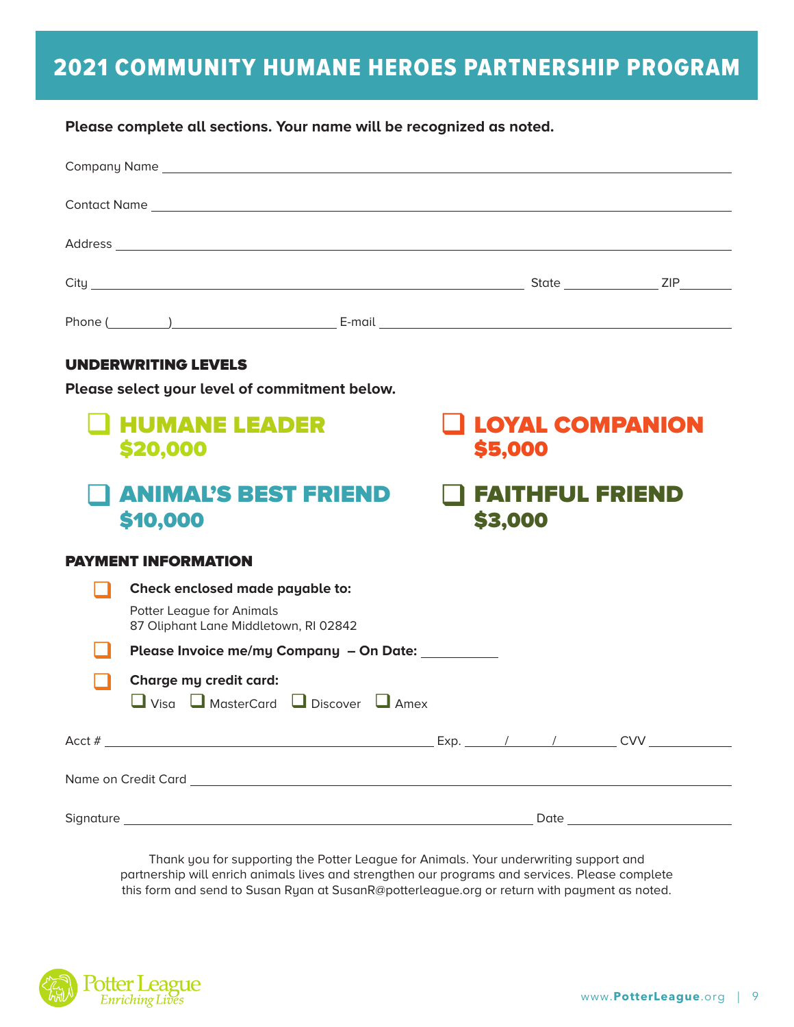# 2021 COMMUNITY HUMANE HEROES PARTNERSHIP PROGRAM

**Please complete all sections. Your name will be recognized as noted.**

Company Name ______________________________________________

Contact Name ______________________________________________

Address ______________________________________________

City ______________________________ State __________ ZIP ______

Phone (______) ______________ E-mail ______________________________

## UNDERWRITING LEVELS

**Please select your level of commitment below.**

- ❑ **HUMANE LEADER** **$20,000**
- ❑ **ANIMAL'S BEST FRIEND** **$10,000**
- ❑ **LOYAL COMPANION** **$5,000**
- ❑ **FAITHFUL FRIEND** **$3,000**

## PAYMENT INFORMATION

- ❑ **Check enclosed made payable to:**

  Potter League for Animals
  87 Oliphant Lane Middletown, RI 02842

- ❑ **Please Invoice me/my Company – On Date:** __________

- ❑ **Charge my credit card:**

  ❑ Visa ❑ MasterCard ❑ Discover ❑ Amex

Acct # ______________________________ Exp. _____/_____/_______ CVV __________

Name on Credit Card ______________________________________________

Signature ______________________________ Date ______________

Thank you for supporting the Potter League for Animals. Your underwriting support and partnership will enrich animals lives and strengthen our programs and services. Please complete this form and send to Susan Ryan at SusanR@potterleague.org or return with payment as noted.

Potter League
*Enriching Lives*

www.PotterLeague.org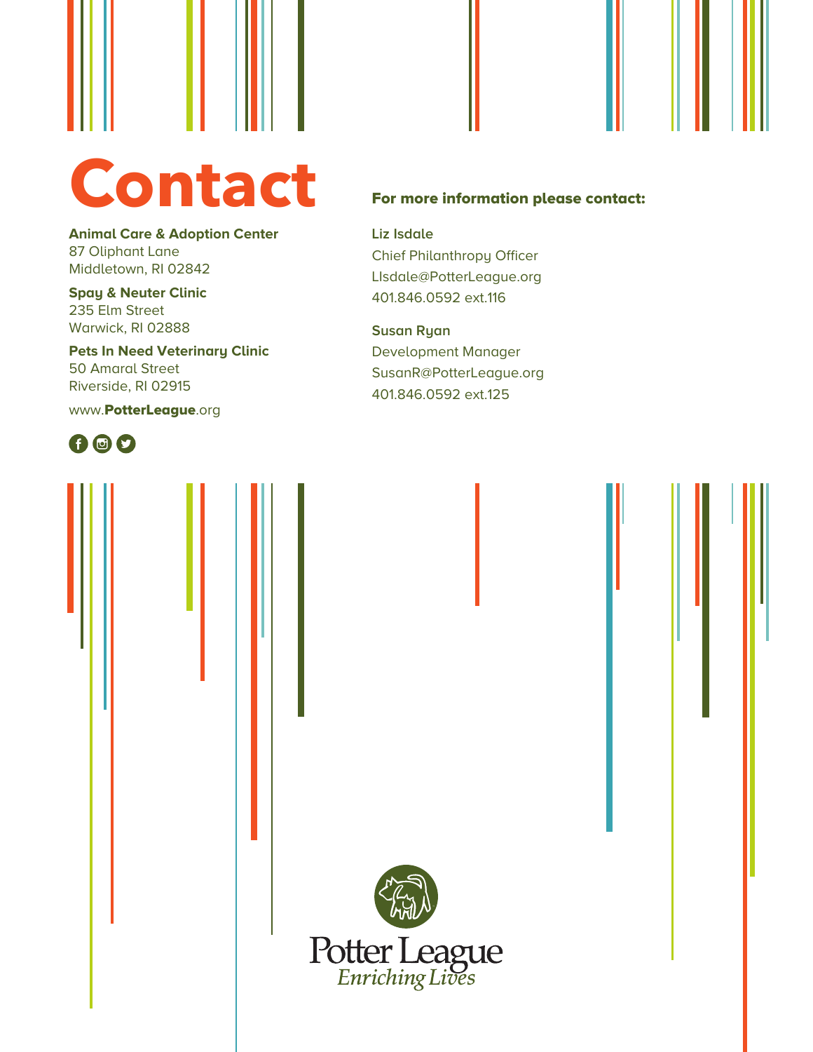# Contact

**Animal Care & Adoption Center**
87 Oliphant Lane
Middletown, RI 02842

**Spay & Neuter Clinic**
235 Elm Street
Warwick, RI 02888

**Pets In Need Veterinary Clinic**
50 Amaral Street
Riverside, RI 02915

www.**PotterLeague**.org

**For more information please contact:**

**Liz Isdale**
Chief Philanthropy Officer
LIsdale@PotterLeague.org
401.846.0592 ext.116

**Susan Ryan**
Development Manager
SusanR@PotterLeague.org
401.846.0592 ext.125

Potter League
*Enriching Lives*